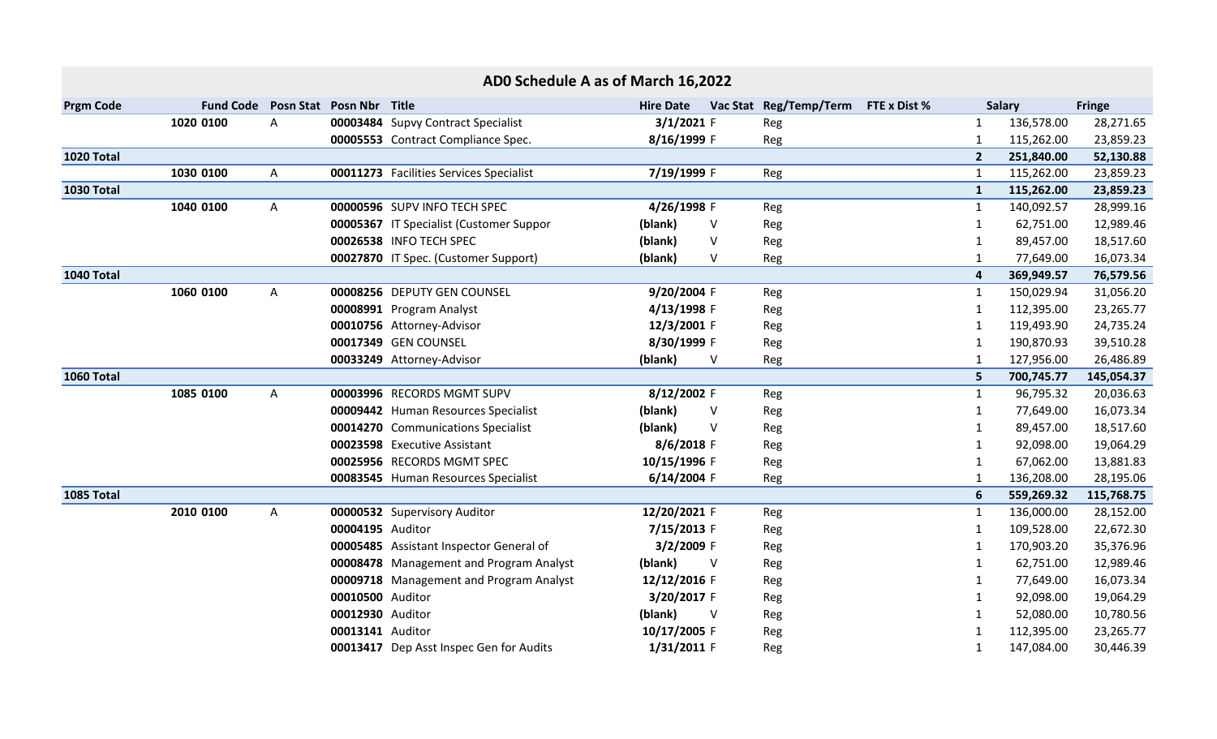## AD0 Schedule A as of March 16,2022

| Prgm Code | Fund Code | Posn Stat | Posn Nbr | Title | Hire Date | Vac Stat | Reg/Temp/Term | FTE x Dist % | Salary | Fringe |
|---|---|---|---|---|---|---|---|---|---|---|
| | 1020 0100 | A | 00003484 | Supvy Contract Specialist | 3/1/2021 | F | Reg | 1 | 136,578.00 | 28,271.65 |
| | | | 00005553 | Contract Compliance Spec. | 8/16/1999 | F | Reg | 1 | 115,262.00 | 23,859.23 |
| **1020 Total** | | | | | | | | **2** | **251,840.00** | **52,130.88** |
| | 1030 0100 | A | 00011273 | Facilities Services Specialist | 7/19/1999 | F | Reg | 1 | 115,262.00 | 23,859.23 |
| **1030 Total** | | | | | | | | **1** | **115,262.00** | **23,859.23** |
| | 1040 0100 | A | 00000596 | SUPV INFO TECH SPEC | 4/26/1998 | F | Reg | 1 | 140,092.57 | 28,999.16 |
| | | | 00005367 | IT Specialist (Customer Suppor | (blank) | V | Reg | 1 | 62,751.00 | 12,989.46 |
| | | | 00026538 | INFO TECH SPEC | (blank) | V | Reg | 1 | 89,457.00 | 18,517.60 |
| | | | 00027870 | IT Spec. (Customer Support) | (blank) | V | Reg | 1 | 77,649.00 | 16,073.34 |
| **1040 Total** | | | | | | | | **4** | **369,949.57** | **76,579.56** |
| | 1060 0100 | A | 00008256 | DEPUTY GEN COUNSEL | 9/20/2004 | F | Reg | 1 | 150,029.94 | 31,056.20 |
| | | | 00008991 | Program Analyst | 4/13/1998 | F | Reg | 1 | 112,395.00 | 23,265.77 |
| | | | 00010756 | Attorney-Advisor | 12/3/2001 | F | Reg | 1 | 119,493.90 | 24,735.24 |
| | | | 00017349 | GEN COUNSEL | 8/30/1999 | F | Reg | 1 | 190,870.93 | 39,510.28 |
| | | | 00033249 | Attorney-Advisor | (blank) | V | Reg | 1 | 127,956.00 | 26,486.89 |
| **1060 Total** | | | | | | | | **5** | **700,745.77** | **145,054.37** |
| | 1085 0100 | A | 00003996 | RECORDS MGMT SUPV | 8/12/2002 | F | Reg | 1 | 96,795.32 | 20,036.63 |
| | | | 00009442 | Human Resources Specialist | (blank) | V | Reg | 1 | 77,649.00 | 16,073.34 |
| | | | 00014270 | Communications Specialist | (blank) | V | Reg | 1 | 89,457.00 | 18,517.60 |
| | | | 00023598 | Executive Assistant | 8/6/2018 | F | Reg | 1 | 92,098.00 | 19,064.29 |
| | | | 00025956 | RECORDS MGMT SPEC | 10/15/1996 | F | Reg | 1 | 67,062.00 | 13,881.83 |
| | | | 00083545 | Human Resources Specialist | 6/14/2004 | F | Reg | 1 | 136,208.00 | 28,195.06 |
| **1085 Total** | | | | | | | | **6** | **559,269.32** | **115,768.75** |
| | 2010 0100 | A | 00000532 | Supervisory Auditor | 12/20/2021 | F | Reg | 1 | 136,000.00 | 28,152.00 |
| | | | 00004195 | Auditor | 7/15/2013 | F | Reg | 1 | 109,528.00 | 22,672.30 |
| | | | 00005485 | Assistant Inspector General of | 3/2/2009 | F | Reg | 1 | 170,903.20 | 35,376.96 |
| | | | 00008478 | Management and Program Analyst | (blank) | V | Reg | 1 | 62,751.00 | 12,989.46 |
| | | | 00009718 | Management and Program Analyst | 12/12/2016 | F | Reg | 1 | 77,649.00 | 16,073.34 |
| | | | 00010500 | Auditor | 3/20/2017 | F | Reg | 1 | 92,098.00 | 19,064.29 |
| | | | 00012930 | Auditor | (blank) | V | Reg | 1 | 52,080.00 | 10,780.56 |
| | | | 00013141 | Auditor | 10/17/2005 | F | Reg | 1 | 112,395.00 | 23,265.77 |
| | | | 00013417 | Dep Asst Inspec Gen for Audits | 1/31/2011 | F | Reg | 1 | 147,084.00 | 30,446.39 |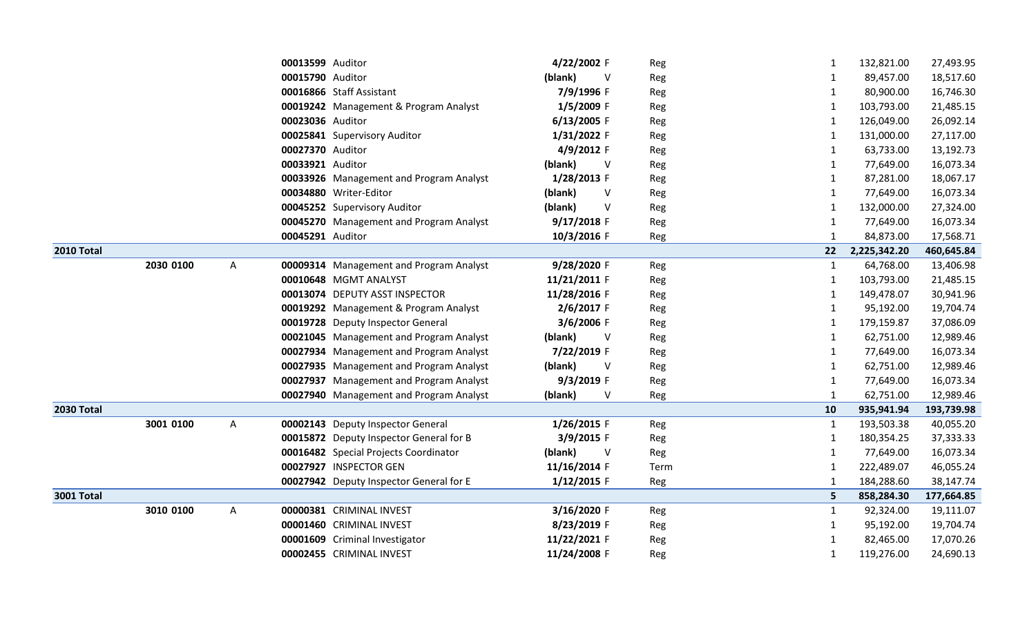| | | | | | | | | | |
|---|---|---|---|---|---|---|---|---|---|
| | | | **00013599** Auditor | **4/22/2002** | F | Reg | 1 | 132,821.00 | 27,493.95 |
| | | | **00015790** Auditor | **(blank)** | V | Reg | 1 | 89,457.00 | 18,517.60 |
| | | | **00016866** Staff Assistant | **7/9/1996** | F | Reg | 1 | 80,900.00 | 16,746.30 |
| | | | **00019242** Management & Program Analyst | **1/5/2009** | F | Reg | 1 | 103,793.00 | 21,485.15 |
| | | | **00023036** Auditor | **6/13/2005** | F | Reg | 1 | 126,049.00 | 26,092.14 |
| | | | **00025841** Supervisory Auditor | **1/31/2022** | F | Reg | 1 | 131,000.00 | 27,117.00 |
| | | | **00027370** Auditor | **4/9/2012** | F | Reg | 1 | 63,733.00 | 13,192.73 |
| | | | **00033921** Auditor | **(blank)** | V | Reg | 1 | 77,649.00 | 16,073.34 |
| | | | **00033926** Management and Program Analyst | **1/28/2013** | F | Reg | 1 | 87,281.00 | 18,067.17 |
| | | | **00034880** Writer-Editor | **(blank)** | V | Reg | 1 | 77,649.00 | 16,073.34 |
| | | | **00045252** Supervisory Auditor | **(blank)** | V | Reg | 1 | 132,000.00 | 27,324.00 |
| | | | **00045270** Management and Program Analyst | **9/17/2018** | F | Reg | 1 | 77,649.00 | 16,073.34 |
| | | | **00045291** Auditor | **10/3/2016** | F | Reg | 1 | 84,873.00 | 17,568.71 |
| **2010 Total** | | | | | | | **22** | **2,225,342.20** | **460,645.84** |
| | **2030 0100** | A | **00009314** Management and Program Analyst | **9/28/2020** | F | Reg | 1 | 64,768.00 | 13,406.98 |
| | | | **00010648** MGMT ANALYST | **11/21/2011** | F | Reg | 1 | 103,793.00 | 21,485.15 |
| | | | **00013074** DEPUTY ASST INSPECTOR | **11/28/2016** | F | Reg | 1 | 149,478.07 | 30,941.96 |
| | | | **00019292** Management & Program Analyst | **2/6/2017** | F | Reg | 1 | 95,192.00 | 19,704.74 |
| | | | **00019728** Deputy Inspector General | **3/6/2006** | F | Reg | 1 | 179,159.87 | 37,086.09 |
| | | | **00021045** Management and Program Analyst | **(blank)** | V | Reg | 1 | 62,751.00 | 12,989.46 |
| | | | **00027934** Management and Program Analyst | **7/22/2019** | F | Reg | 1 | 77,649.00 | 16,073.34 |
| | | | **00027935** Management and Program Analyst | **(blank)** | V | Reg | 1 | 62,751.00 | 12,989.46 |
| | | | **00027937** Management and Program Analyst | **9/3/2019** | F | Reg | 1 | 77,649.00 | 16,073.34 |
| | | | **00027940** Management and Program Analyst | **(blank)** | V | Reg | 1 | 62,751.00 | 12,989.46 |
| **2030 Total** | | | | | | | **10** | **935,941.94** | **193,739.98** |
| | **3001 0100** | A | **00002143** Deputy Inspector General | **1/26/2015** | F | Reg | 1 | 193,503.38 | 40,055.20 |
| | | | **00015872** Deputy Inspector General for B | **3/9/2015** | F | Reg | 1 | 180,354.25 | 37,333.33 |
| | | | **00016482** Special Projects Coordinator | **(blank)** | V | Reg | 1 | 77,649.00 | 16,073.34 |
| | | | **00027927** INSPECTOR GEN | **11/16/2014** | F | Term | 1 | 222,489.07 | 46,055.24 |
| | | | **00027942** Deputy Inspector General for E | **1/12/2015** | F | Reg | 1 | 184,288.60 | 38,147.74 |
| **3001 Total** | | | | | | | **5** | **858,284.30** | **177,664.85** |
| | **3010 0100** | A | **00000381** CRIMINAL INVEST | **3/16/2020** | F | Reg | 1 | 92,324.00 | 19,111.07 |
| | | | **00001460** CRIMINAL INVEST | **8/23/2019** | F | Reg | 1 | 95,192.00 | 19,704.74 |
| | | | **00001609** Criminal Investigator | **11/22/2021** | F | Reg | 1 | 82,465.00 | 17,070.26 |
| | | | **00002455** CRIMINAL INVEST | **11/24/2008** | F | Reg | 1 | 119,276.00 | 24,690.13 |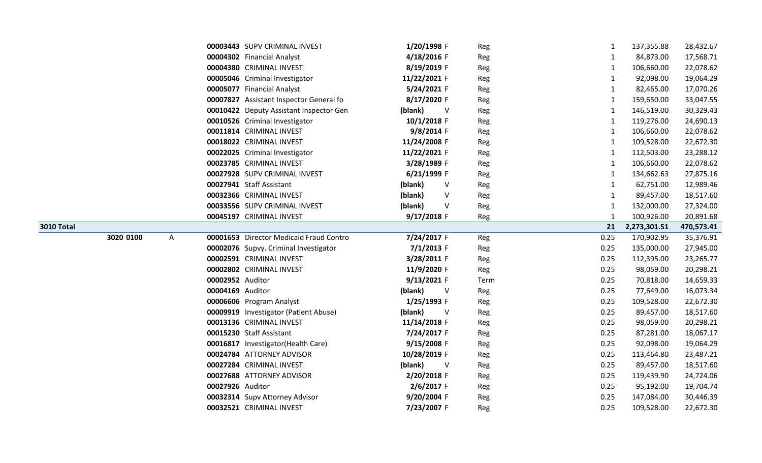| | | | | | | | | | | |
|---|---|---|---|---|---|---|---|---|---|---|
| | | | **00003443** | SUPV CRIMINAL INVEST | **1/20/1998** | F | Reg | 1 | 137,355.88 | 28,432.67 |
| | | | **00004302** | Financial Analyst | **4/18/2016** | F | Reg | 1 | 84,873.00 | 17,568.71 |
| | | | **00004380** | CRIMINAL INVEST | **8/19/2019** | F | Reg | 1 | 106,660.00 | 22,078.62 |
| | | | **00005046** | Criminal Investigator | **11/22/2021** | F | Reg | 1 | 92,098.00 | 19,064.29 |
| | | | **00005077** | Financial Analyst | **5/24/2021** | F | Reg | 1 | 82,465.00 | 17,070.26 |
| | | | **00007827** | Assistant Inspector General fo | **8/17/2020** | F | Reg | 1 | 159,650.00 | 33,047.55 |
| | | | **00010422** | Deputy Assistant Inspector Gen | **(blank)** | V | Reg | 1 | 146,519.00 | 30,329.43 |
| | | | **00010526** | Criminal Investigator | **10/1/2018** | F | Reg | 1 | 119,276.00 | 24,690.13 |
| | | | **00011814** | CRIMINAL INVEST | **9/8/2014** | F | Reg | 1 | 106,660.00 | 22,078.62 |
| | | | **00018022** | CRIMINAL INVEST | **11/24/2008** | F | Reg | 1 | 109,528.00 | 22,672.30 |
| | | | **00022025** | Criminal Investigator | **11/22/2021** | F | Reg | 1 | 112,503.00 | 23,288.12 |
| | | | **00023785** | CRIMINAL INVEST | **3/28/1989** | F | Reg | 1 | 106,660.00 | 22,078.62 |
| | | | **00027928** | SUPV CRIMINAL INVEST | **6/21/1999** | F | Reg | 1 | 134,662.63 | 27,875.16 |
| | | | **00027941** | Staff Assistant | **(blank)** | V | Reg | 1 | 62,751.00 | 12,989.46 |
| | | | **00032366** | CRIMINAL INVEST | **(blank)** | V | Reg | 1 | 89,457.00 | 18,517.60 |
| | | | **00033556** | SUPV CRIMINAL INVEST | **(blank)** | V | Reg | 1 | 132,000.00 | 27,324.00 |
| | | | **00045197** | CRIMINAL INVEST | **9/17/2018** | F | Reg | 1 | 100,926.00 | 20,891.68 |
| **3010 Total** | | | | | | | | **21** | **2,273,301.51** | **470,573.41** |
| | **3020 0100** | A | **00001653** | Director Medicaid Fraud Contro | **7/24/2017** | F | Reg | 0.25 | 170,902.95 | 35,376.91 |
| | | | **00002076** | Supvy. Criminal Investigator | **7/1/2013** | F | Reg | 0.25 | 135,000.00 | 27,945.00 |
| | | | **00002591** | CRIMINAL INVEST | **3/28/2011** | F | Reg | 0.25 | 112,395.00 | 23,265.77 |
| | | | **00002802** | CRIMINAL INVEST | **11/9/2020** | F | Reg | 0.25 | 98,059.00 | 20,298.21 |
| | | | **00002952** | Auditor | **9/13/2021** | F | Term | 0.25 | 70,818.00 | 14,659.33 |
| | | | **00004169** | Auditor | **(blank)** | V | Reg | 0.25 | 77,649.00 | 16,073.34 |
| | | | **00006606** | Program Analyst | **1/25/1993** | F | Reg | 0.25 | 109,528.00 | 22,672.30 |
| | | | **00009919** | Investigator (Patient Abuse) | **(blank)** | V | Reg | 0.25 | 89,457.00 | 18,517.60 |
| | | | **00013136** | CRIMINAL INVEST | **11/14/2018** | F | Reg | 0.25 | 98,059.00 | 20,298.21 |
| | | | **00015230** | Staff Assistant | **7/24/2017** | F | Reg | 0.25 | 87,281.00 | 18,067.17 |
| | | | **00016817** | Investigator(Health Care) | **9/15/2008** | F | Reg | 0.25 | 92,098.00 | 19,064.29 |
| | | | **00024784** | ATTORNEY ADVISOR | **10/28/2019** | F | Reg | 0.25 | 113,464.80 | 23,487.21 |
| | | | **00027284** | CRIMINAL INVEST | **(blank)** | V | Reg | 0.25 | 89,457.00 | 18,517.60 |
| | | | **00027688** | ATTORNEY ADVISOR | **2/20/2018** | F | Reg | 0.25 | 119,439.90 | 24,724.06 |
| | | | **00027926** | Auditor | **2/6/2017** | F | Reg | 0.25 | 95,192.00 | 19,704.74 |
| | | | **00032314** | Supv Attorney Advisor | **9/20/2004** | F | Reg | 0.25 | 147,084.00 | 30,446.39 |
| | | | **00032521** | CRIMINAL INVEST | **7/23/2007** | F | Reg | 0.25 | 109,528.00 | 22,672.30 |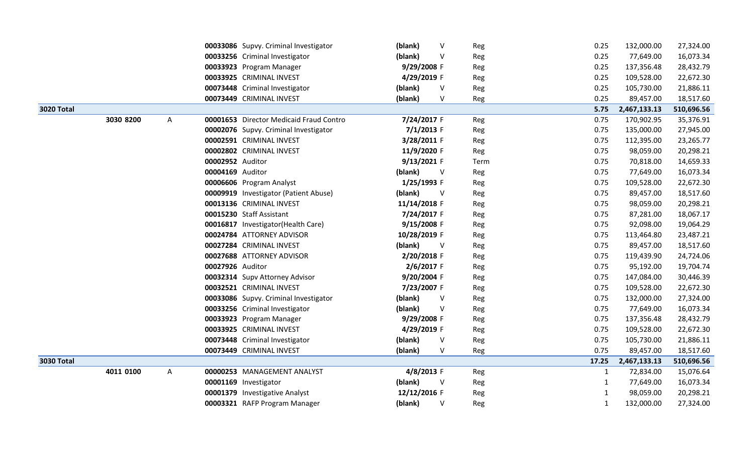| | | | | | | | | | | |
|---|---|---|---|---|---|---|---|---|---|---|
| | | | **00033086** | Supvy. Criminal Investigator | **(blank)** | V | Reg | 0.25 | 132,000.00 | 27,324.00 |
| | | | **00033256** | Criminal Investigator | **(blank)** | V | Reg | 0.25 | 77,649.00 | 16,073.34 |
| | | | **00033923** | Program Manager | **9/29/2008** | F | Reg | 0.25 | 137,356.48 | 28,432.79 |
| | | | **00033925** | CRIMINAL INVEST | **4/29/2019** | F | Reg | 0.25 | 109,528.00 | 22,672.30 |
| | | | **00073448** | Criminal Investigator | **(blank)** | V | Reg | 0.25 | 105,730.00 | 21,886.11 |
| | | | **00073449** | CRIMINAL INVEST | **(blank)** | V | Reg | 0.25 | 89,457.00 | 18,517.60 |
| **3020 Total** | | | | | | | | **5.75** | **2,467,133.13** | **510,696.56** |
| | **3030** | **8200** | **00001653** | A Director Medicaid Fraud Contro | **7/24/2017** | F | Reg | 0.75 | 170,902.95 | 35,376.91 |
| | | | **00002076** | Supvy. Criminal Investigator | **7/1/2013** | F | Reg | 0.75 | 135,000.00 | 27,945.00 |
| | | | **00002591** | CRIMINAL INVEST | **3/28/2011** | F | Reg | 0.75 | 112,395.00 | 23,265.77 |
| | | | **00002802** | CRIMINAL INVEST | **11/9/2020** | F | Reg | 0.75 | 98,059.00 | 20,298.21 |
| | | | **00002952** | Auditor | **9/13/2021** | F | Term | 0.75 | 70,818.00 | 14,659.33 |
| | | | **00004169** | Auditor | **(blank)** | V | Reg | 0.75 | 77,649.00 | 16,073.34 |
| | | | **00006606** | Program Analyst | **1/25/1993** | F | Reg | 0.75 | 109,528.00 | 22,672.30 |
| | | | **00009919** | Investigator (Patient Abuse) | **(blank)** | V | Reg | 0.75 | 89,457.00 | 18,517.60 |
| | | | **00013136** | CRIMINAL INVEST | **11/14/2018** | F | Reg | 0.75 | 98,059.00 | 20,298.21 |
| | | | **00015230** | Staff Assistant | **7/24/2017** | F | Reg | 0.75 | 87,281.00 | 18,067.17 |
| | | | **00016817** | Investigator(Health Care) | **9/15/2008** | F | Reg | 0.75 | 92,098.00 | 19,064.29 |
| | | | **00024784** | ATTORNEY ADVISOR | **10/28/2019** | F | Reg | 0.75 | 113,464.80 | 23,487.21 |
| | | | **00027284** | CRIMINAL INVEST | **(blank)** | V | Reg | 0.75 | 89,457.00 | 18,517.60 |
| | | | **00027688** | ATTORNEY ADVISOR | **2/20/2018** | F | Reg | 0.75 | 119,439.90 | 24,724.06 |
| | | | **00027926** | Auditor | **2/6/2017** | F | Reg | 0.75 | 95,192.00 | 19,704.74 |
| | | | **00032314** | Supv Attorney Advisor | **9/20/2004** | F | Reg | 0.75 | 147,084.00 | 30,446.39 |
| | | | **00032521** | CRIMINAL INVEST | **7/23/2007** | F | Reg | 0.75 | 109,528.00 | 22,672.30 |
| | | | **00033086** | Supvy. Criminal Investigator | **(blank)** | V | Reg | 0.75 | 132,000.00 | 27,324.00 |
| | | | **00033256** | Criminal Investigator | **(blank)** | V | Reg | 0.75 | 77,649.00 | 16,073.34 |
| | | | **00033923** | Program Manager | **9/29/2008** | F | Reg | 0.75 | 137,356.48 | 28,432.79 |
| | | | **00033925** | CRIMINAL INVEST | **4/29/2019** | F | Reg | 0.75 | 109,528.00 | 22,672.30 |
| | | | **00073448** | Criminal Investigator | **(blank)** | V | Reg | 0.75 | 105,730.00 | 21,886.11 |
| | | | **00073449** | CRIMINAL INVEST | **(blank)** | V | Reg | 0.75 | 89,457.00 | 18,517.60 |
| **3030 Total** | | | | | | | | **17.25** | **2,467,133.13** | **510,696.56** |
| | **4011** | **0100** | **00000253** | A MANAGEMENT ANALYST | **4/8/2013** | F | Reg | 1 | 72,834.00 | 15,076.64 |
| | | | **00001169** | Investigator | **(blank)** | V | Reg | 1 | 77,649.00 | 16,073.34 |
| | | | **00001379** | Investigative Analyst | **12/12/2016** | F | Reg | 1 | 98,059.00 | 20,298.21 |
| | | | **00003321** | RAFP Program Manager | **(blank)** | V | Reg | 1 | 132,000.00 | 27,324.00 |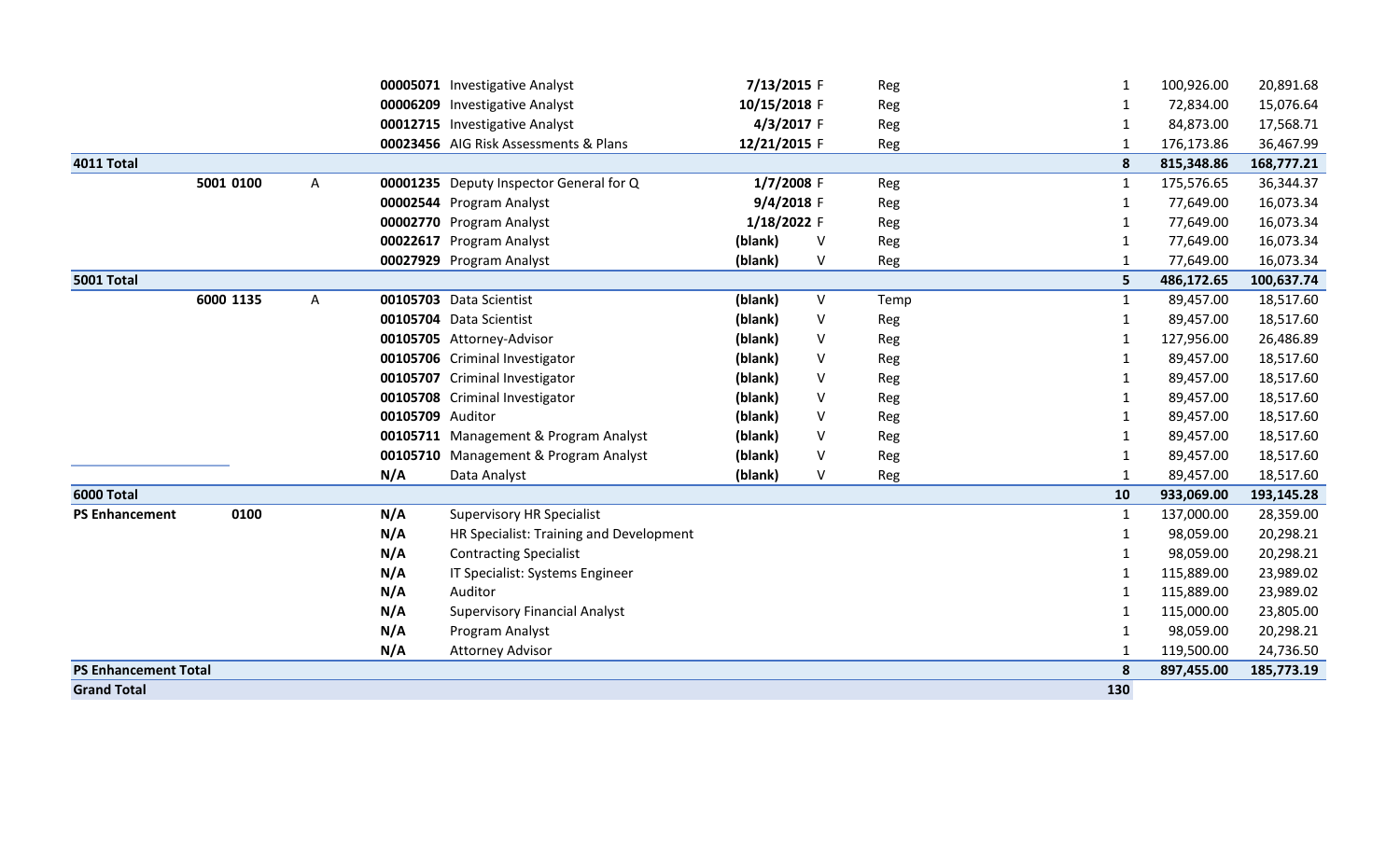| | | | | | | | | | | |
|---|---|---|---|---|---|---|---|---|---|---|
| | | | **00005071** | Investigative Analyst | **7/13/2015** | F | Reg | 1 | 100,926.00 | 20,891.68 |
| | | | **00006209** | Investigative Analyst | **10/15/2018** | F | Reg | 1 | 72,834.00 | 15,076.64 |
| | | | **00012715** | Investigative Analyst | **4/3/2017** | F | Reg | 1 | 84,873.00 | 17,568.71 |
| | | | **00023456** | AIG Risk Assessments & Plans | **12/21/2015** | F | Reg | 1 | 176,173.86 | 36,467.99 |
| **4011 Total** | | | | | | | | **8** | **815,348.86** | **168,777.21** |
| | **5001 0100** | A | **00001235** | Deputy Inspector General for Q | **1/7/2008** | F | Reg | 1 | 175,576.65 | 36,344.37 |
| | | | **00002544** | Program Analyst | **9/4/2018** | F | Reg | 1 | 77,649.00 | 16,073.34 |
| | | | **00002770** | Program Analyst | **1/18/2022** | F | Reg | 1 | 77,649.00 | 16,073.34 |
| | | | **00022617** | Program Analyst | **(blank)** | V | Reg | 1 | 77,649.00 | 16,073.34 |
| | | | **00027929** | Program Analyst | **(blank)** | V | Reg | 1 | 77,649.00 | 16,073.34 |
| **5001 Total** | | | | | | | | **5** | **486,172.65** | **100,637.74** |
| | **6000 1135** | A | **00105703** | Data Scientist | **(blank)** | V | Temp | 1 | 89,457.00 | 18,517.60 |
| | | | **00105704** | Data Scientist | **(blank)** | V | Reg | 1 | 89,457.00 | 18,517.60 |
| | | | **00105705** | Attorney-Advisor | **(blank)** | V | Reg | 1 | 127,956.00 | 26,486.89 |
| | | | **00105706** | Criminal Investigator | **(blank)** | V | Reg | 1 | 89,457.00 | 18,517.60 |
| | | | **00105707** | Criminal Investigator | **(blank)** | V | Reg | 1 | 89,457.00 | 18,517.60 |
| | | | **00105708** | Criminal Investigator | **(blank)** | V | Reg | 1 | 89,457.00 | 18,517.60 |
| | | | **00105709** | Auditor | **(blank)** | V | Reg | 1 | 89,457.00 | 18,517.60 |
| | | | **00105711** | Management & Program Analyst | **(blank)** | V | Reg | 1 | 89,457.00 | 18,517.60 |
| | | | **00105710** | Management & Program Analyst | **(blank)** | V | Reg | 1 | 89,457.00 | 18,517.60 |
| | | | **N/A** | Data Analyst | **(blank)** | V | Reg | 1 | 89,457.00 | 18,517.60 |
| **6000 Total** | | | | | | | | **10** | **933,069.00** | **193,145.28** |
| **PS Enhancement** | **0100** | | **N/A** | Supervisory HR Specialist | | | | 1 | 137,000.00 | 28,359.00 |
| | | | **N/A** | HR Specialist: Training and Development | | | | 1 | 98,059.00 | 20,298.21 |
| | | | **N/A** | Contracting Specialist | | | | 1 | 98,059.00 | 20,298.21 |
| | | | **N/A** | IT Specialist: Systems Engineer | | | | 1 | 115,889.00 | 23,989.02 |
| | | | **N/A** | Auditor | | | | 1 | 115,889.00 | 23,989.02 |
| | | | **N/A** | Supervisory Financial Analyst | | | | 1 | 115,000.00 | 23,805.00 |
| | | | **N/A** | Program Analyst | | | | 1 | 98,059.00 | 20,298.21 |
| | | | **N/A** | Attorney Advisor | | | | 1 | 119,500.00 | 24,736.50 |
| **PS Enhancement Total** | | | | | | | | **8** | **897,455.00** | **185,773.19** |
| **Grand Total** | | | | | | | | **130** | | |